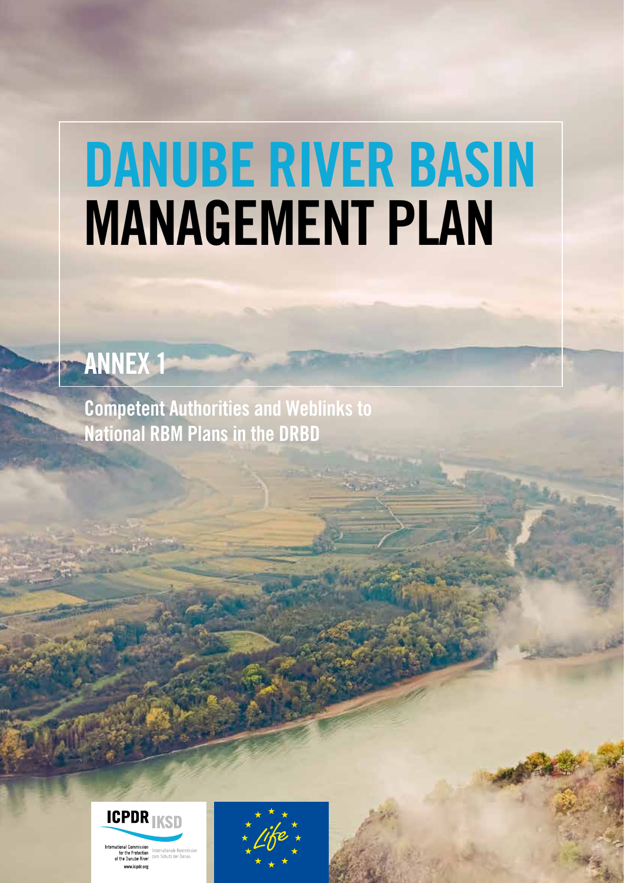# DANUBE RIVER BASIN MANAGEMENT PLAN

## ANNEX 1

Competent Authorities and Weblinks to National RBM Plans in the DRBD

ICPDR IKSD

International Commission for the Protection of the Danube River

Internationale Kommission zum Schutz der Donau

www.icpdr.org

Life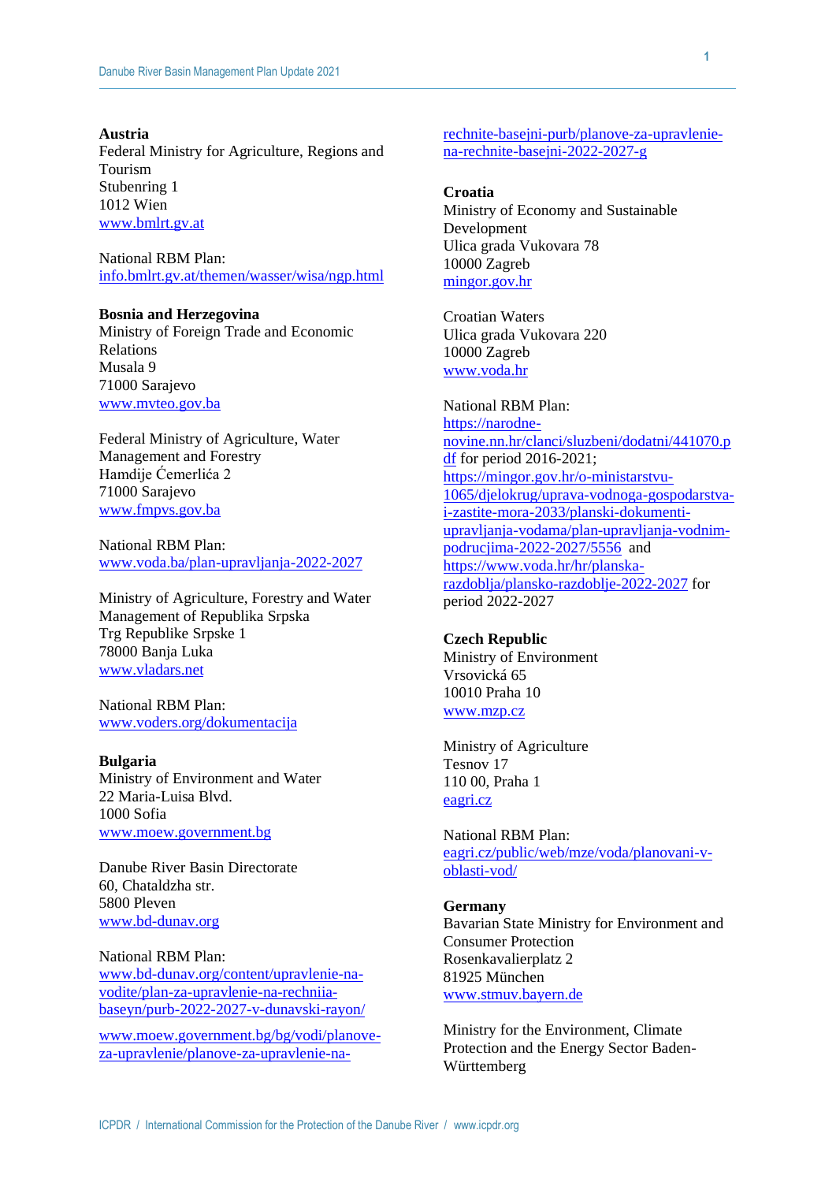**Austria**
Federal Ministry for Agriculture, Regions and Tourism
Stubenring 1
1012 Wien
www.bmlrt.gv.at

National RBM Plan:
info.bmlrt.gv.at/themen/wasser/wisa/ngp.html

**Bosnia and Herzegovina**
Ministry of Foreign Trade and Economic Relations
Musala 9
71000 Sarajevo
www.mvteo.gov.ba

Federal Ministry of Agriculture, Water Management and Forestry
Hamdije Ćemerlića 2
71000 Sarajevo
www.fmpvs.gov.ba

National RBM Plan:
www.voda.ba/plan-upravljanja-2022-2027

Ministry of Agriculture, Forestry and Water Management of Republika Srpska
Trg Republike Srpske 1
78000 Banja Luka
www.vladars.net

National RBM Plan:
www.voders.org/dokumentacija

**Bulgaria**
Ministry of Environment and Water
22 Maria-Luisa Blvd.
1000 Sofia
www.moew.government.bg

Danube River Basin Directorate
60, Chataldzha str.
5800 Pleven
www.bd-dunav.org

National RBM Plan:
www.bd-dunav.org/content/upravlenie-na-vodite/plan-za-upravlenie-na-rechniia-baseyn/purb-2022-2027-v-dunavski-rayon/

www.moew.government.bg/bg/vodi/planove-za-upravlenie/planove-za-upravlenie-na-rechnite-basejni-purb/planove-za-upravlenie-na-rechnite-basejni-2022-2027-g

**Croatia**
Ministry of Economy and Sustainable Development
Ulica grada Vukovara 78
10000 Zagreb
mingor.gov.hr

Croatian Waters
Ulica grada Vukovara 220
10000 Zagreb
www.voda.hr

National RBM Plan:
https://narodne-novine.nn.hr/clanci/sluzbeni/dodatni/441070.pdf for period 2016-2021;
https://mingor.gov.hr/o-ministarstvu-1065/djelokrug/uprava-vodnoga-gospodarstva-i-zastite-mora-2033/planski-dokumenti-upravljanja-vodama/plan-upravljanja-vodnim-podrucjima-2022-2027/5556 and
https://www.voda.hr/hr/planska-razdoblja/plansko-razdoblje-2022-2027 for period 2022-2027

**Czech Republic**
Ministry of Environment
Vrsovická 65
10010 Praha 10
www.mzp.cz

Ministry of Agriculture
Tesnov 17
110 00, Praha 1
eagri.cz

National RBM Plan:
eagri.cz/public/web/mze/voda/planovani-v-oblasti-vod/

**Germany**
Bavarian State Ministry for Environment and Consumer Protection
Rosenkavalierplatz 2
81925 München
www.stmuv.bayern.de

Ministry for the Environment, Climate Protection and the Energy Sector Baden-Württemberg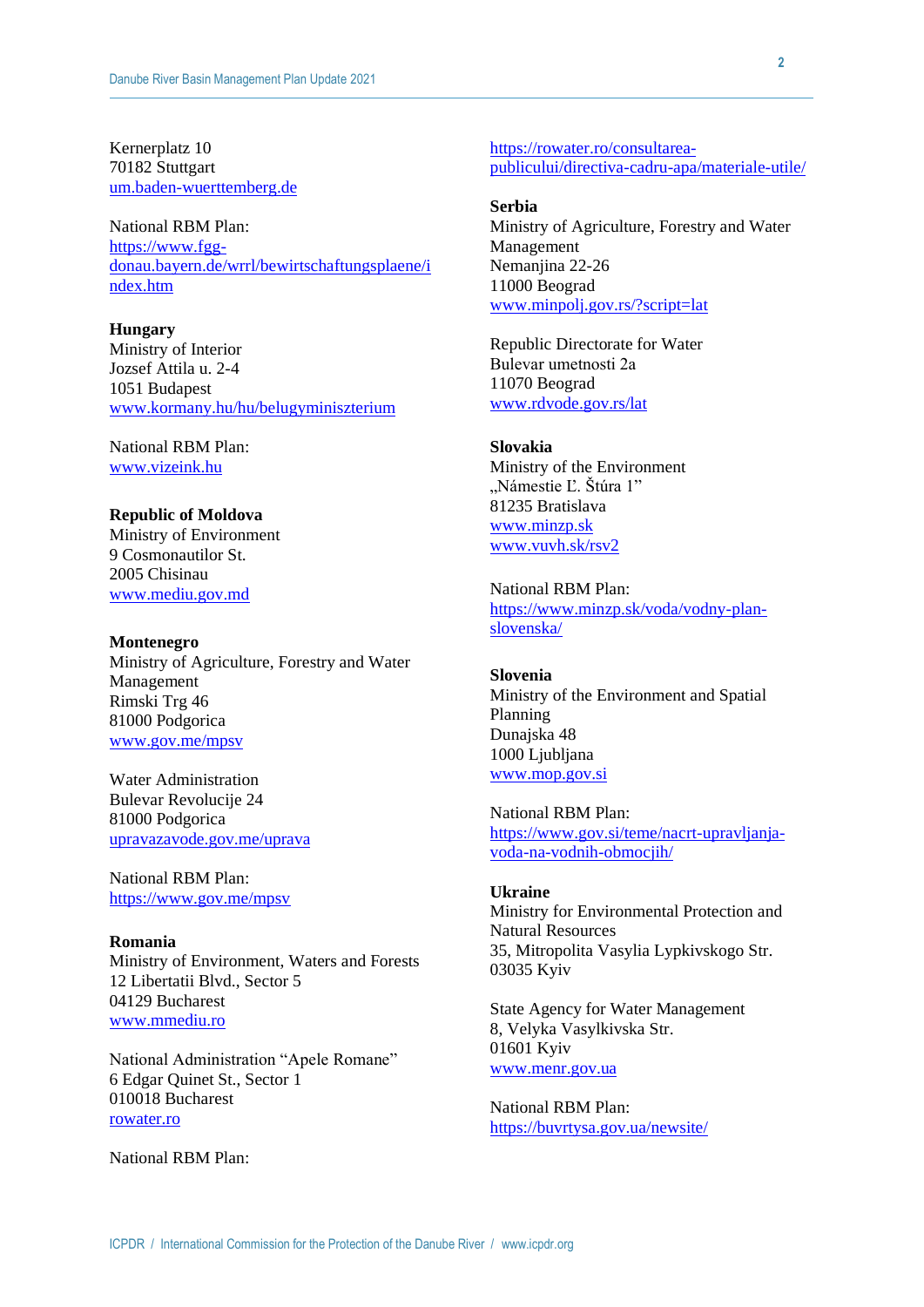Kernerplatz 10
70182 Stuttgart
um.baden-wuerttemberg.de

National RBM Plan:
https://www.fgg-donau.bayern.de/wrrl/bewirtschaftungsplaene/index.htm

**Hungary**
Ministry of Interior
Jozsef Attila u. 2-4
1051 Budapest
www.kormany.hu/hu/belugyminiszterium

National RBM Plan:
www.vizeink.hu

**Republic of Moldova**
Ministry of Environment
9 Cosmonautilor St.
2005 Chisinau
www.mediu.gov.md

**Montenegro**
Ministry of Agriculture, Forestry and Water Management
Rimski Trg 46
81000 Podgorica
www.gov.me/mpsv

Water Administration
Bulevar Revolucije 24
81000 Podgorica
upravazavode.gov.me/uprava

National RBM Plan:
https://www.gov.me/mpsv

**Romania**
Ministry of Environment, Waters and Forests
12 Libertatii Blvd., Sector 5
04129 Bucharest
www.mmediu.ro

National Administration “Apele Romane”
6 Edgar Quinet St., Sector 1
010018 Bucharest
rowater.ro

National RBM Plan:
https://rowater.ro/consultarea-publicului/directiva-cadru-apa/materiale-utile/

**Serbia**
Ministry of Agriculture, Forestry and Water Management
Nemanjina 22-26
11000 Beograd
www.minpolj.gov.rs/?script=lat

Republic Directorate for Water
Bulevar umetnosti 2a
11070 Beograd
www.rdvode.gov.rs/lat

**Slovakia**
Ministry of the Environment
„Námestie Ľ. Štúra 1”
81235 Bratislava
www.minzp.sk
www.vuvh.sk/rsv2

National RBM Plan:
https://www.minzp.sk/voda/vodny-plan-slovenska/

**Slovenia**
Ministry of the Environment and Spatial Planning
Dunajska 48
1000 Ljubljana
www.mop.gov.si

National RBM Plan:
https://www.gov.si/teme/nacrt-upravljanja-voda-na-vodnih-obmocjih/

**Ukraine**
Ministry for Environmental Protection and Natural Resources
35, Mitropolita Vasylia Lypkivskogo Str.
03035 Kyiv

State Agency for Water Management
8, Velyka Vasylkivska Str.
01601 Kyiv
www.menr.gov.ua

National RBM Plan:
https://buvrtysa.gov.ua/newsite/